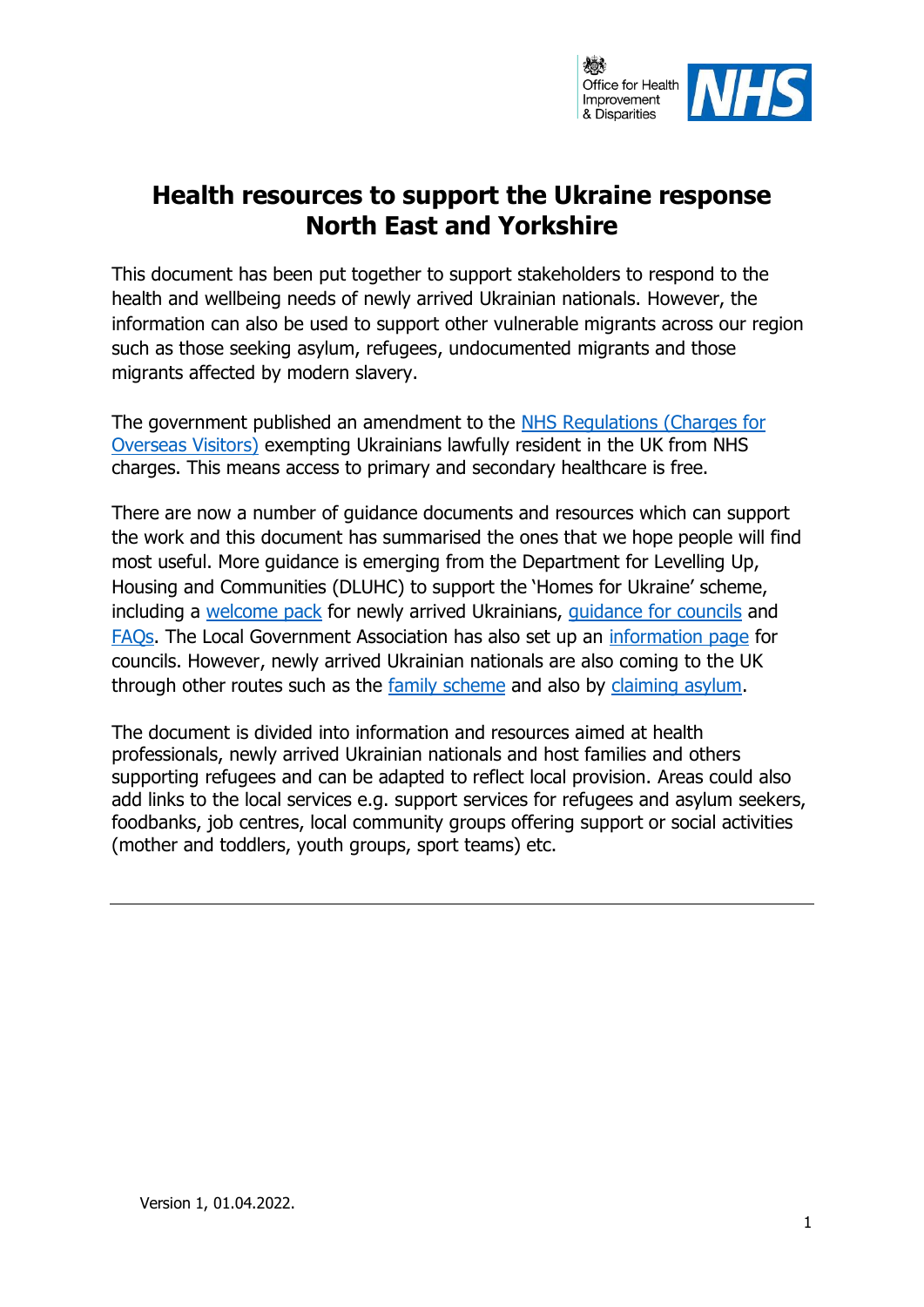# Health resources to support the Ukraine response North East and Yorkshire

This document has been put together to support stakeholders to respond to the health and wellbeing needs of newly arrived Ukrainian nationals. However, the information can also be used to support other vulnerable migrants across our region such as those seeking asylum, refugees, undocumented migrants and those migrants affected by modern slavery.

The government published an amendment to the NHS Regulations (Charges for Overseas Visitors) exempting Ukrainians lawfully resident in the UK from NHS charges. This means access to primary and secondary healthcare is free.

There are now a number of guidance documents and resources which can support the work and this document has summarised the ones that we hope people will find most useful. More guidance is emerging from the Department for Levelling Up, Housing and Communities (DLUHC) to support the 'Homes for Ukraine' scheme, including a welcome pack for newly arrived Ukrainians, guidance for councils and FAQs. The Local Government Association has also set up an information page for councils. However, newly arrived Ukrainian nationals are also coming to the UK through other routes such as the family scheme and also by claiming asylum.

The document is divided into information and resources aimed at health professionals, newly arrived Ukrainian nationals and host families and others supporting refugees and can be adapted to reflect local provision. Areas could also add links to the local services e.g. support services for refugees and asylum seekers, foodbanks, job centres, local community groups offering support or social activities (mother and toddlers, youth groups, sport teams) etc.

---

Version 1, 01.04.2022.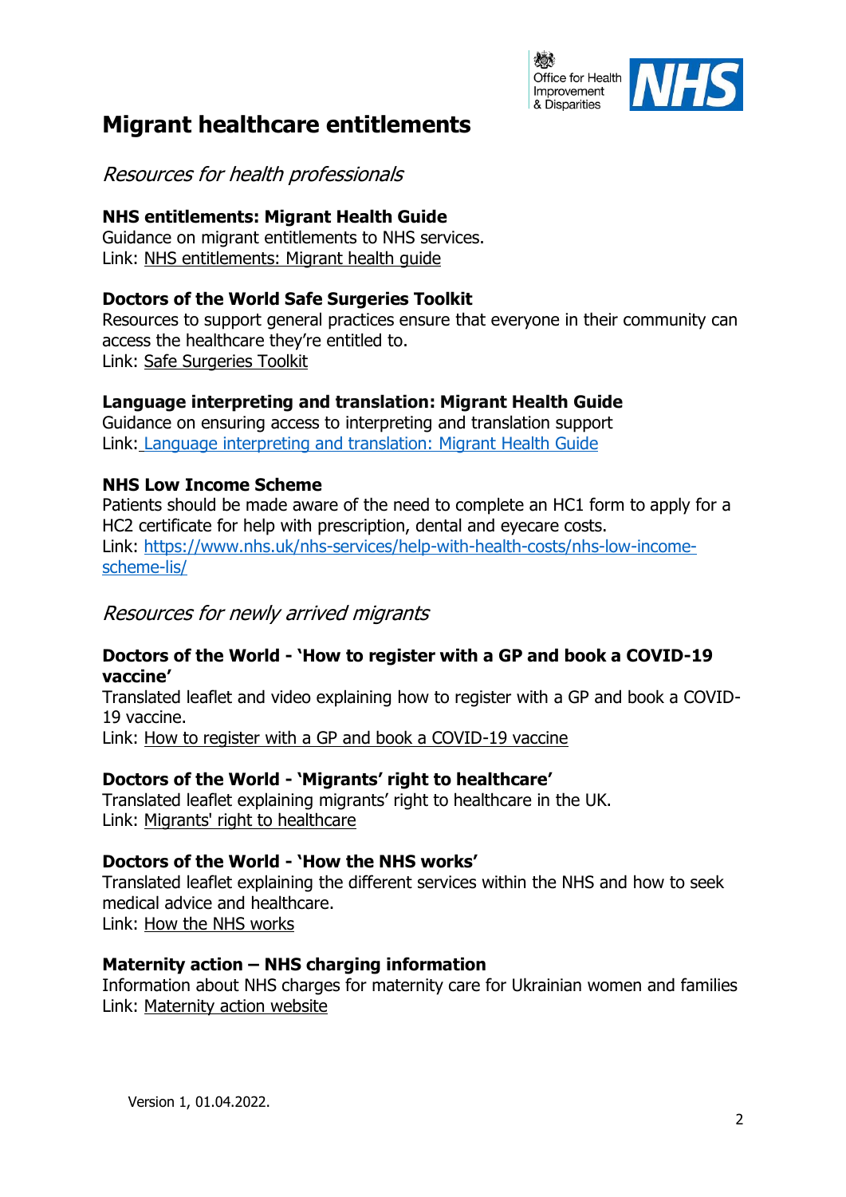# Migrant healthcare entitlements

## *Resources for health professionals*

**NHS entitlements: Migrant Health Guide**
Guidance on migrant entitlements to NHS services.
Link: NHS entitlements: Migrant health guide

**Doctors of the World Safe Surgeries Toolkit**
Resources to support general practices ensure that everyone in their community can access the healthcare they're entitled to.
Link: Safe Surgeries Toolkit

**Language interpreting and translation: Migrant Health Guide**
Guidance on ensuring access to interpreting and translation support
Link: Language interpreting and translation: Migrant Health Guide

**NHS Low Income Scheme**
Patients should be made aware of the need to complete an HC1 form to apply for a HC2 certificate for help with prescription, dental and eyecare costs.
Link: https://www.nhs.uk/nhs-services/help-with-health-costs/nhs-low-income-scheme-lis/

## *Resources for newly arrived migrants*

**Doctors of the World - 'How to register with a GP and book a COVID-19 vaccine'**
Translated leaflet and video explaining how to register with a GP and book a COVID-19 vaccine.
Link: How to register with a GP and book a COVID-19 vaccine

**Doctors of the World - 'Migrants' right to healthcare'**
Translated leaflet explaining migrants' right to healthcare in the UK.
Link: Migrants' right to healthcare

**Doctors of the World - 'How the NHS works'**
Translated leaflet explaining the different services within the NHS and how to seek medical advice and healthcare.
Link: How the NHS works

**Maternity action – NHS charging information**
Information about NHS charges for maternity care for Ukrainian women and families
Link: Maternity action website

Version 1, 01.04.2022.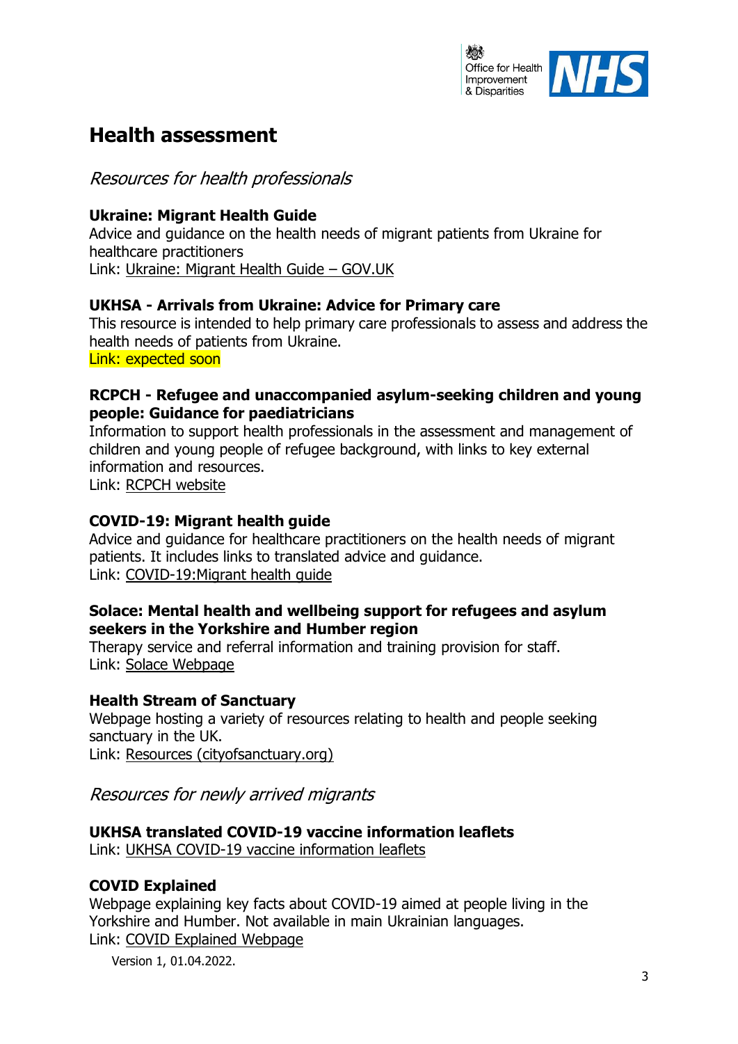# Health assessment

## *Resources for health professionals*

**Ukraine: Migrant Health Guide**
Advice and guidance on the health needs of migrant patients from Ukraine for healthcare practitioners
Link: Ukraine: Migrant Health Guide – GOV.UK

**UKHSA - Arrivals from Ukraine: Advice for Primary care**
This resource is intended to help primary care professionals to assess and address the health needs of patients from Ukraine.
Link: expected soon

**RCPCH - Refugee and unaccompanied asylum-seeking children and young people: Guidance for paediatricians**
Information to support health professionals in the assessment and management of children and young people of refugee background, with links to key external information and resources.
Link: RCPCH website

**COVID-19: Migrant health guide**
Advice and guidance for healthcare practitioners on the health needs of migrant patients. It includes links to translated advice and guidance.
Link: COVID-19:Migrant health guide

**Solace: Mental health and wellbeing support for refugees and asylum seekers in the Yorkshire and Humber region**
Therapy service and referral information and training provision for staff.
Link: Solace Webpage

**Health Stream of Sanctuary**
Webpage hosting a variety of resources relating to health and people seeking sanctuary in the UK.
Link: Resources (cityofsanctuary.org)

## *Resources for newly arrived migrants*

**UKHSA translated COVID-19 vaccine information leaflets**
Link: UKHSA COVID-19 vaccine information leaflets

**COVID Explained**
Webpage explaining key facts about COVID-19 aimed at people living in the Yorkshire and Humber. Not available in main Ukrainian languages.
Link: COVID Explained Webpage

Version 1, 01.04.2022.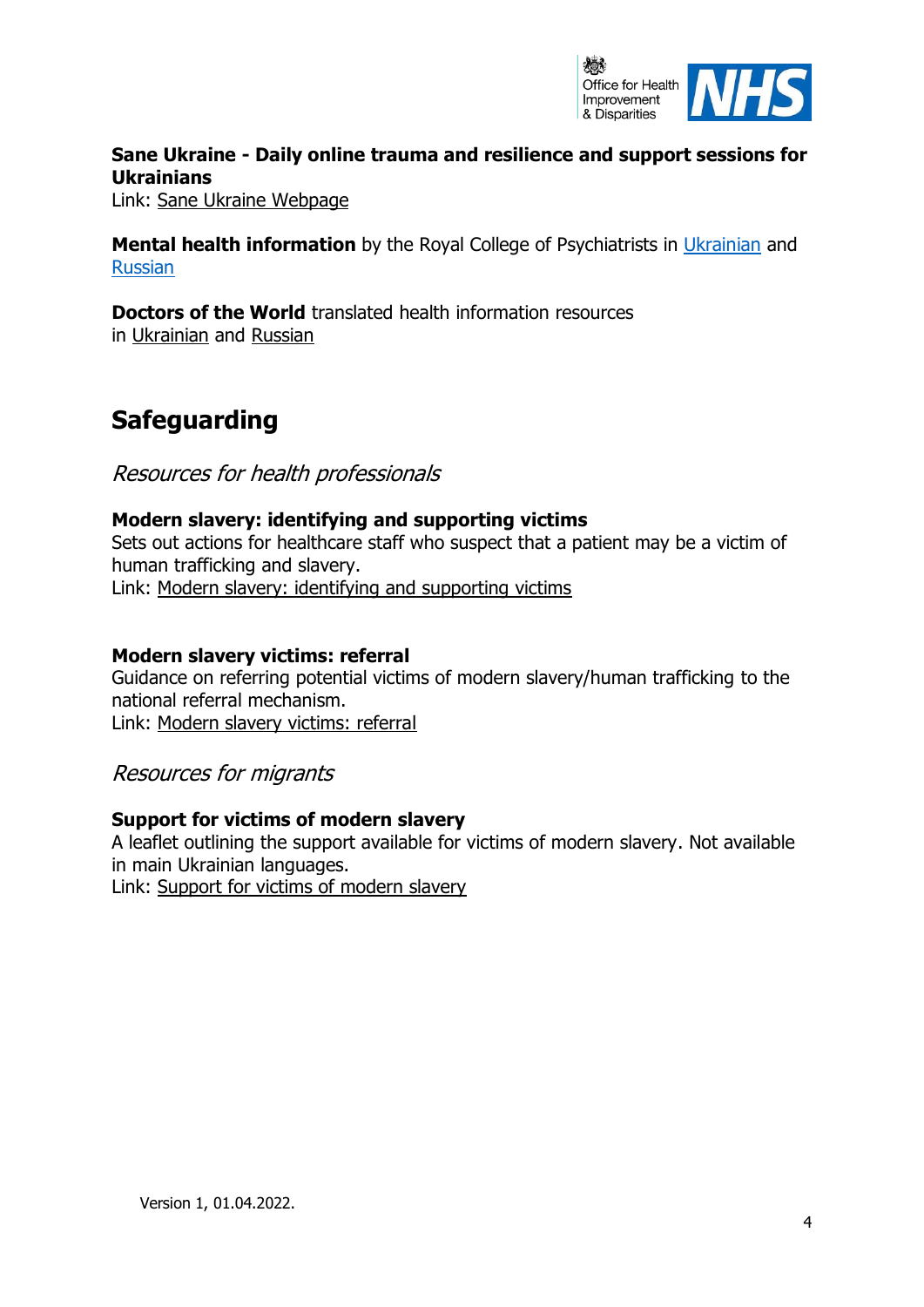**Sane Ukraine - Daily online trauma and resilience and support sessions for Ukrainians**
Link: Sane Ukraine Webpage

**Mental health information** by the Royal College of Psychiatrists in Ukrainian and Russian

**Doctors of the World** translated health information resources in Ukrainian and Russian

## Safeguarding

### *Resources for health professionals*

**Modern slavery: identifying and supporting victims**
Sets out actions for healthcare staff who suspect that a patient may be a victim of human trafficking and slavery.
Link: Modern slavery: identifying and supporting victims

**Modern slavery victims: referral**
Guidance on referring potential victims of modern slavery/human trafficking to the national referral mechanism.
Link: Modern slavery victims: referral

### *Resources for migrants*

**Support for victims of modern slavery**
A leaflet outlining the support available for victims of modern slavery. Not available in main Ukrainian languages.
Link: Support for victims of modern slavery

Version 1, 01.04.2022.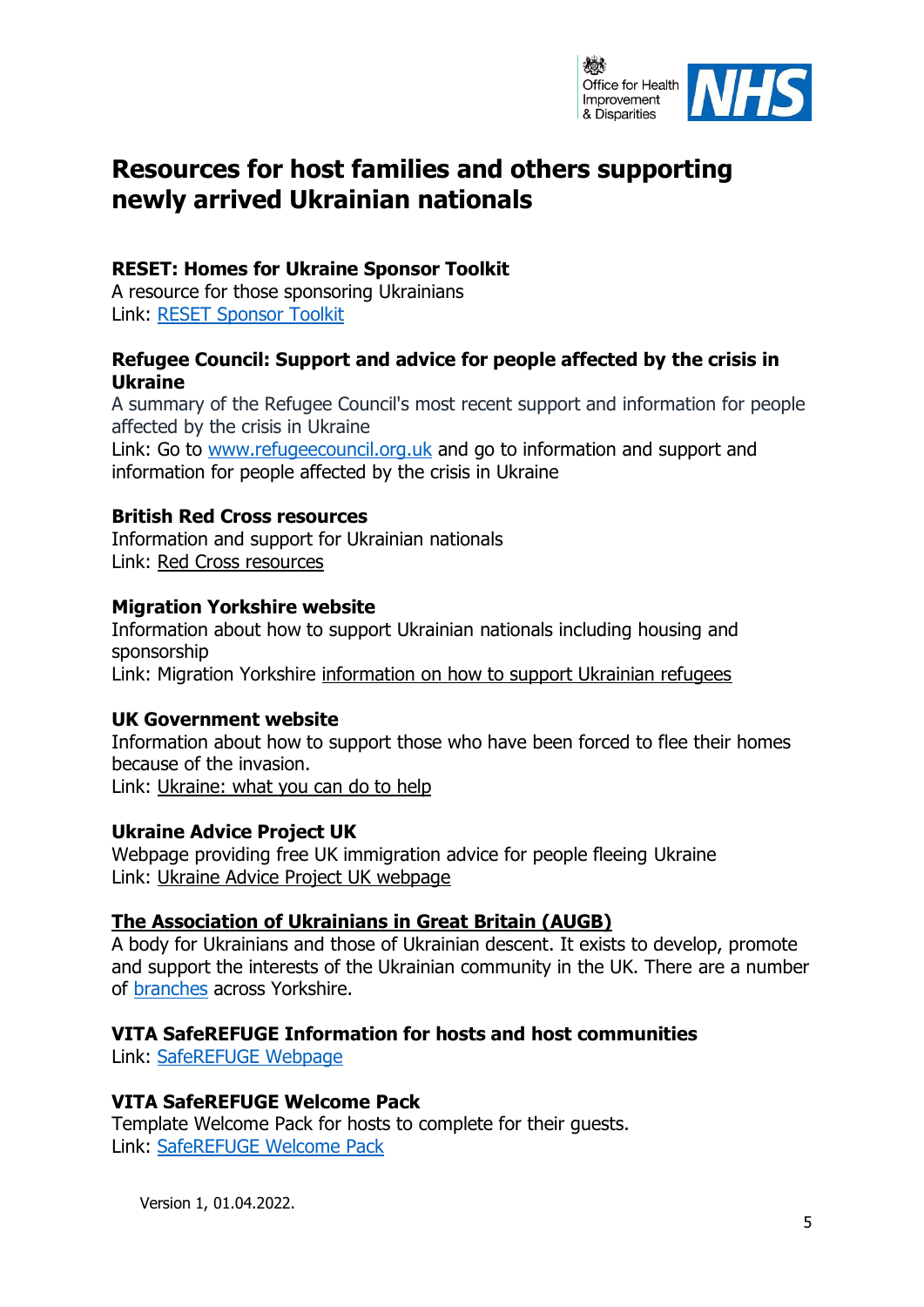# Resources for host families and others supporting newly arrived Ukrainian nationals

**RESET: Homes for Ukraine Sponsor Toolkit**
A resource for those sponsoring Ukrainians
Link: RESET Sponsor Toolkit

**Refugee Council: Support and advice for people affected by the crisis in Ukraine**
A summary of the Refugee Council's most recent support and information for people affected by the crisis in Ukraine
Link: Go to www.refugeecouncil.org.uk and go to information and support and information for people affected by the crisis in Ukraine

**British Red Cross resources**
Information and support for Ukrainian nationals
Link: Red Cross resources

**Migration Yorkshire website**
Information about how to support Ukrainian nationals including housing and sponsorship
Link: Migration Yorkshire information on how to support Ukrainian refugees

**UK Government website**
Information about how to support those who have been forced to flee their homes because of the invasion.
Link: Ukraine: what you can do to help

**Ukraine Advice Project UK**
Webpage providing free UK immigration advice for people fleeing Ukraine
Link: Ukraine Advice Project UK webpage

**The Association of Ukrainians in Great Britain (AUGB)**
A body for Ukrainians and those of Ukrainian descent. It exists to develop, promote and support the interests of the Ukrainian community in the UK. There are a number of branches across Yorkshire.

**VITA SafeREFUGE Information for hosts and host communities**
Link: SafeREFUGE Webpage

**VITA SafeREFUGE Welcome Pack**
Template Welcome Pack for hosts to complete for their guests.
Link: SafeREFUGE Welcome Pack

Version 1, 01.04.2022.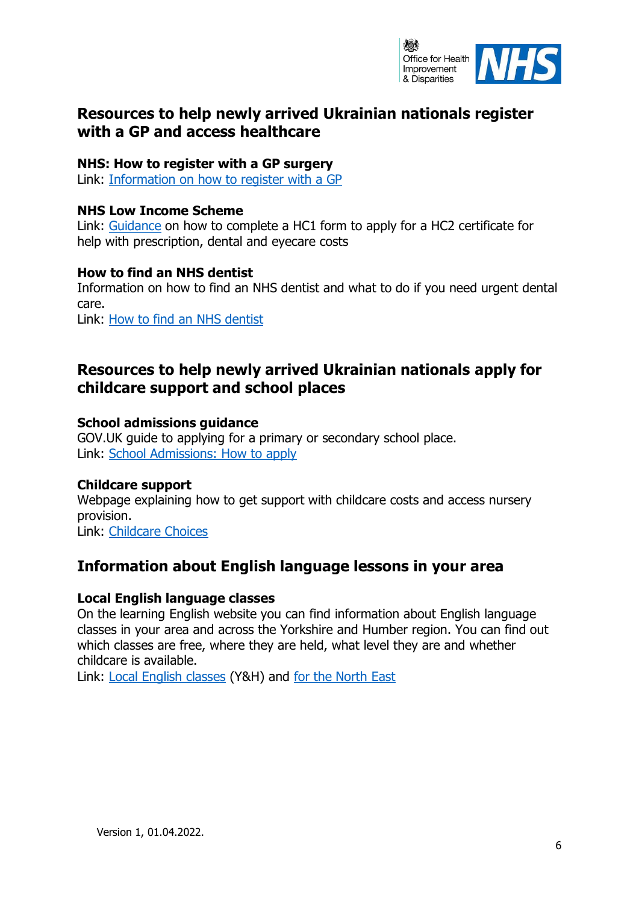## Resources to help newly arrived Ukrainian nationals register with a GP and access healthcare

**NHS: How to register with a GP surgery**
Link: Information on how to register with a GP

**NHS Low Income Scheme**
Link: Guidance on how to complete a HC1 form to apply for a HC2 certificate for help with prescription, dental and eyecare costs

**How to find an NHS dentist**
Information on how to find an NHS dentist and what to do if you need urgent dental care.
Link: How to find an NHS dentist

## Resources to help newly arrived Ukrainian nationals apply for childcare support and school places

**School admissions guidance**
GOV.UK guide to applying for a primary or secondary school place.
Link: School Admissions: How to apply

**Childcare support**
Webpage explaining how to get support with childcare costs and access nursery provision.
Link: Childcare Choices

## Information about English language lessons in your area

**Local English language classes**
On the learning English website you can find information about English language classes in your area and across the Yorkshire and Humber region. You can find out which classes are free, where they are held, what level they are and whether childcare is available.
Link: Local English classes (Y&H) and for the North East

Version 1, 01.04.2022.